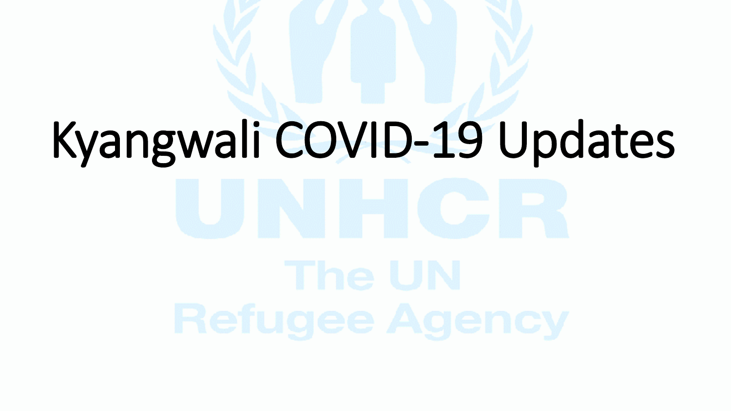# Kyangwali COVID-19 Updates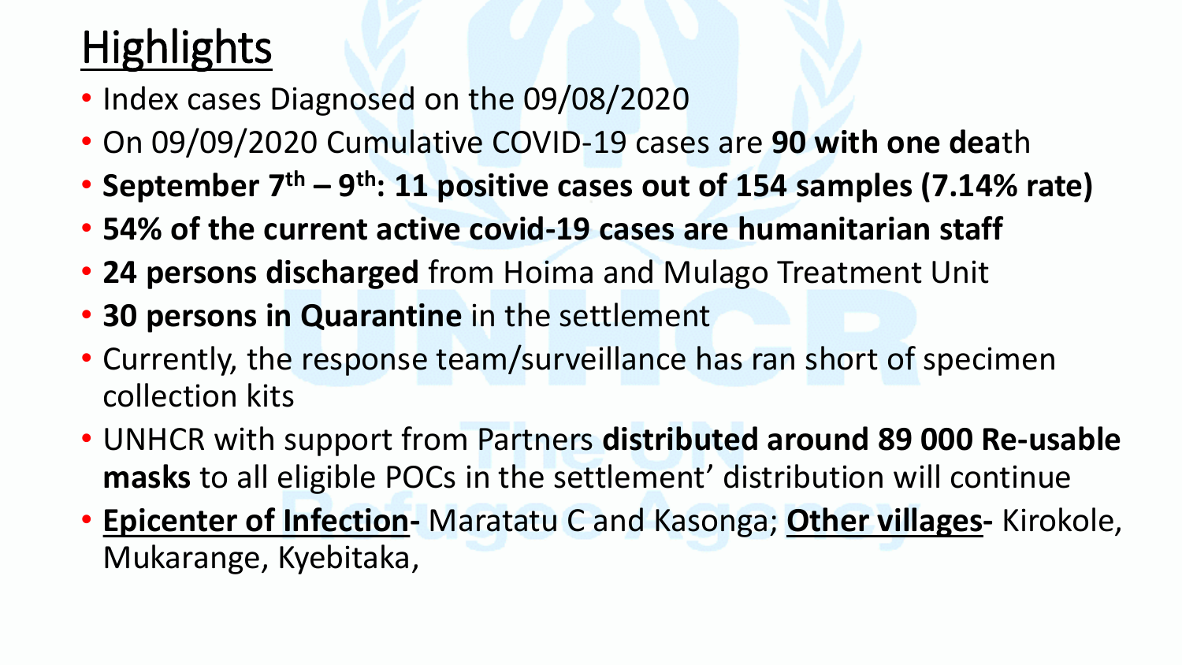# Highlights

- Index cases Diagnosed on the 09/08/2020
- On 09/09/2020 Cumulative COVID-19 cases are **90 with one dea**th
- **September 7th – 9th: 11 positive cases out of 154 samples (7.14% rate)**
- **54% of the current active covid-19 cases are humanitarian staff**
- **24 persons discharged** from Hoima and Mulago Treatment Unit
- **30 persons in Quarantine** in the settlement
- Currently, the response team/surveillance has ran short of specimen collection kits
- UNHCR with support from Partners **distributed around 89 000 Re-usable masks** to all eligible POCs in the settlement' distribution will continue
- **Epicenter of Infection-** Maratatu C and Kasonga; **Other villages-** Kirokole, Mukarange, Kyebitaka,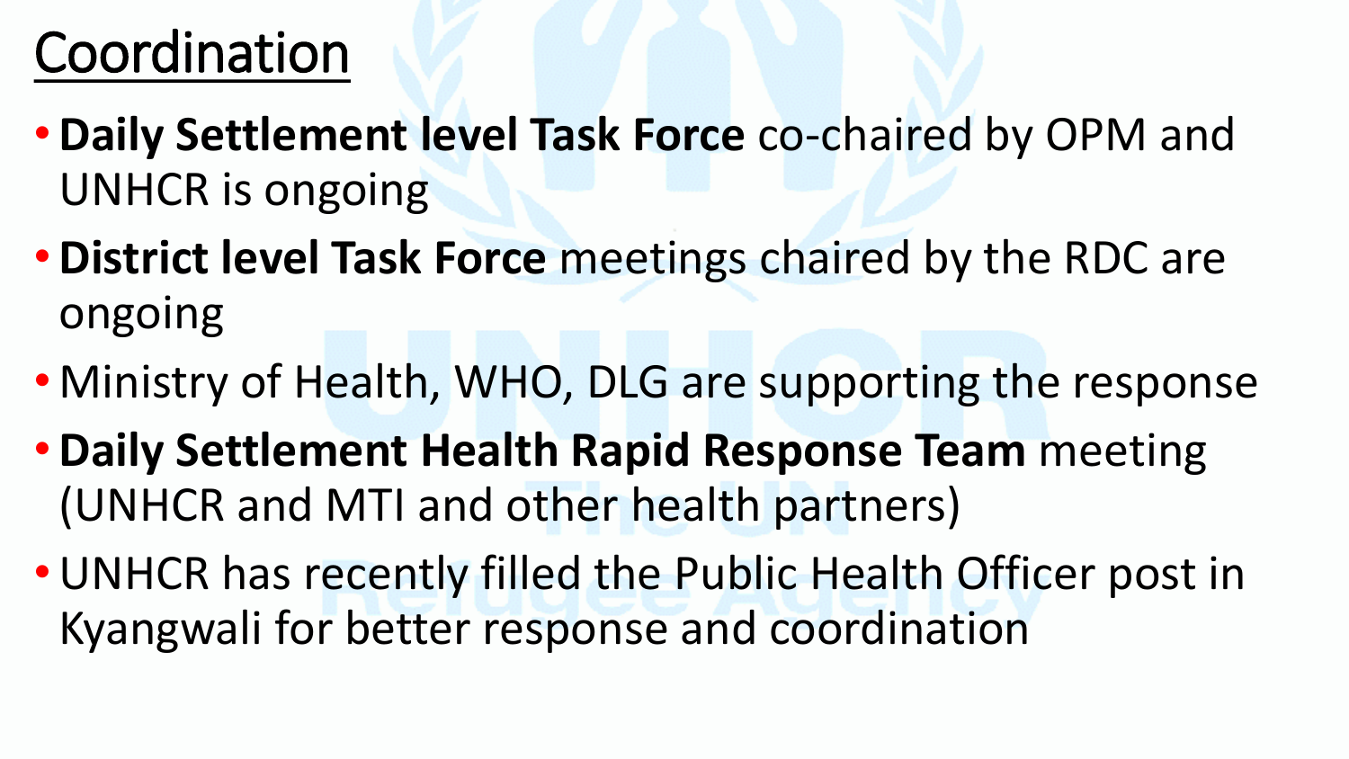# Coordination

- **Daily Settlement level Task Force** co-chaired by OPM and UNHCR is ongoing
- **District level Task Force** meetings chaired by the RDC are ongoing
- Ministry of Health, WHO, DLG are supporting the response
- **Daily Settlement Health Rapid Response Team** meeting (UNHCR and MTI and other health partners)
- UNHCR has recently filled the Public Health Officer post in Kyangwali for better response and coordination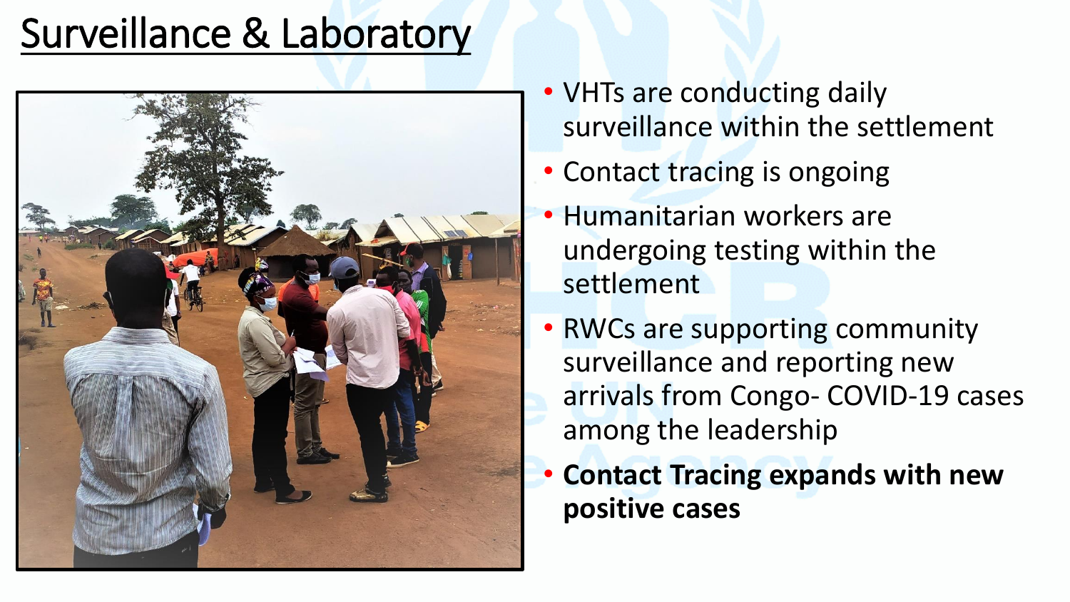# Surveillance & Laboratory

- VHTs are conducting daily surveillance within the settlement
- Contact tracing is ongoing
- Humanitarian workers are undergoing testing within the settlement
- RWCs are supporting community surveillance and reporting new arrivals from Congo- COVID-19 cases among the leadership
- **Contact Tracing expands with new positive cases**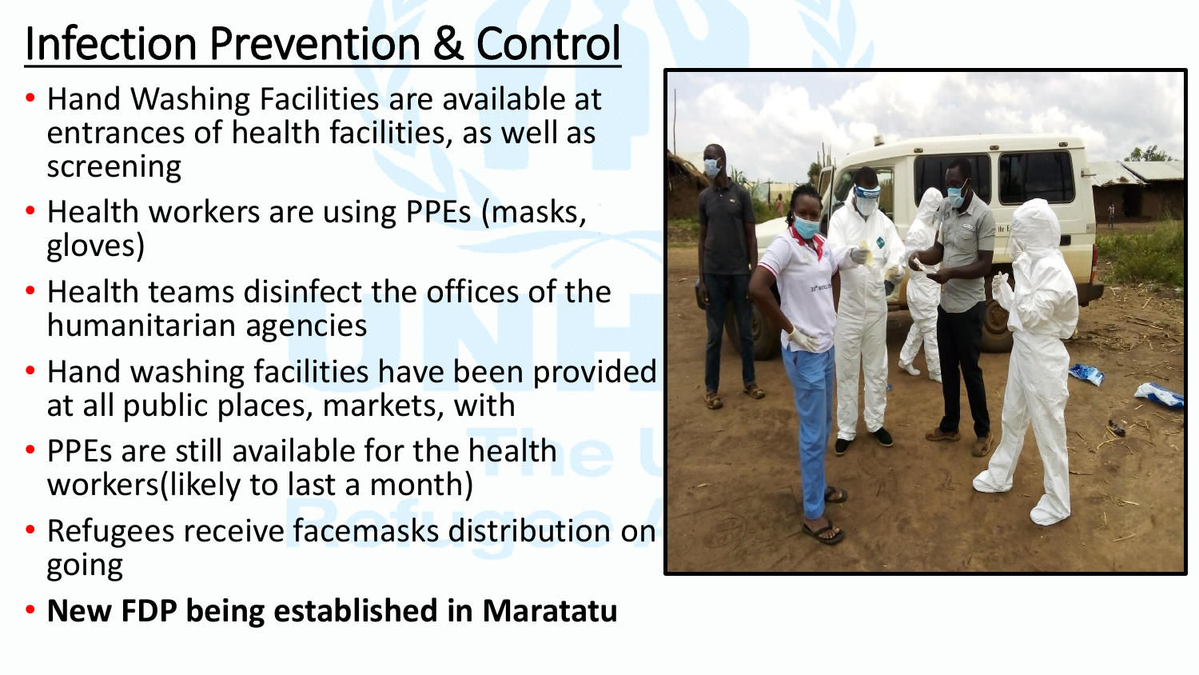# Infection Prevention & Control

- Hand Washing Facilities are available at entrances of health facilities, as well as screening
- Health workers are using PPEs (masks, gloves)
- Health teams disinfect the offices of the humanitarian agencies
- Hand washing facilities have been provided at all public places, markets, with
- PPEs are still available for the health workers(likely to last a month)
- Refugees receive facemasks distribution on going
- **New FDP being established in Maratatu**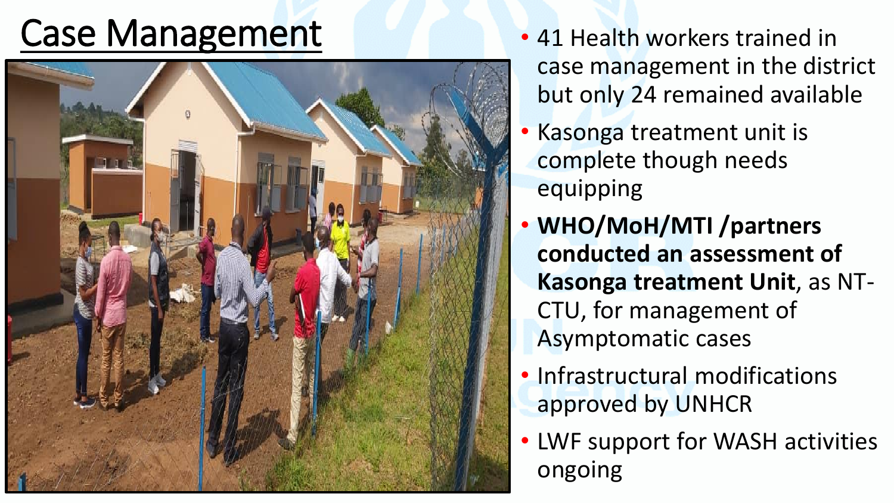# Case Management

- 41 Health workers trained in case management in the district but only 24 remained available
- Kasonga treatment unit is complete though needs equipping
- **WHO/MoH/MTI /partners conducted an assessment of Kasonga treatment Unit**, as NT-CTU, for management of Asymptomatic cases
- Infrastructural modifications approved by UNHCR
- LWF support for WASH activities ongoing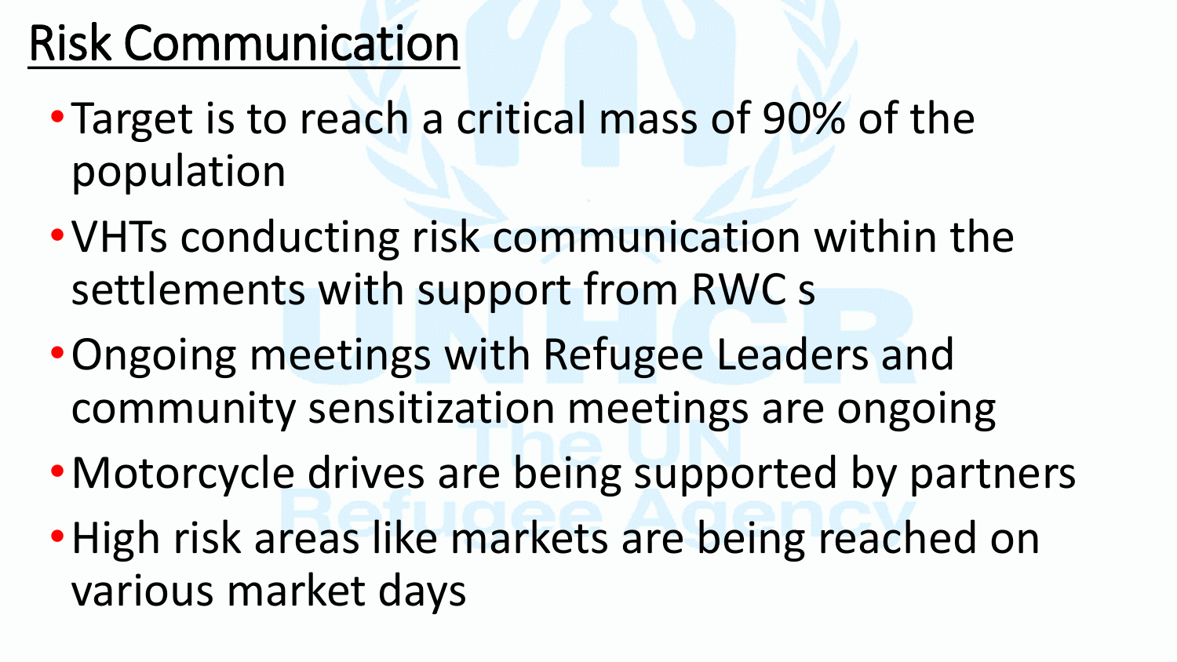# Risk Communication

- Target is to reach a critical mass of 90% of the population
- VHTs conducting risk communication within the settlements with support from RWC s
- Ongoing meetings with Refugee Leaders and community sensitization meetings are ongoing
- Motorcycle drives are being supported by partners
- High risk areas like markets are being reached on various market days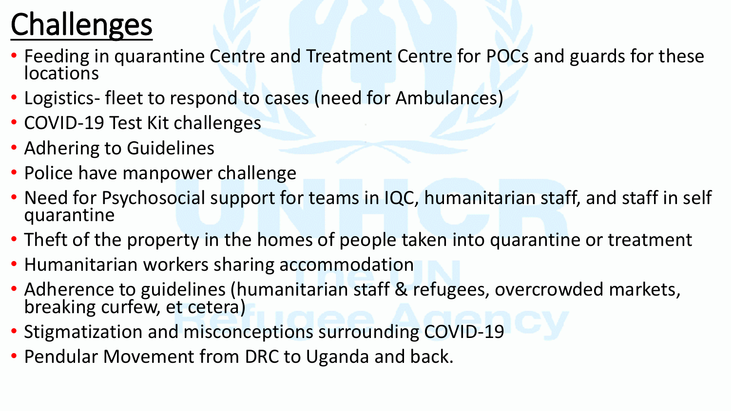# Challenges

- Feeding in quarantine Centre and Treatment Centre for POCs and guards for these locations
- Logistics- fleet to respond to cases (need for Ambulances)
- COVID-19 Test Kit challenges
- Adhering to Guidelines
- Police have manpower challenge
- Need for Psychosocial support for teams in IQC, humanitarian staff, and staff in self quarantine
- Theft of the property in the homes of people taken into quarantine or treatment
- Humanitarian workers sharing accommodation
- Adherence to guidelines (humanitarian staff & refugees, overcrowded markets, breaking curfew, et cetera)
- Stigmatization and misconceptions surrounding COVID-19
- Pendular Movement from DRC to Uganda and back.